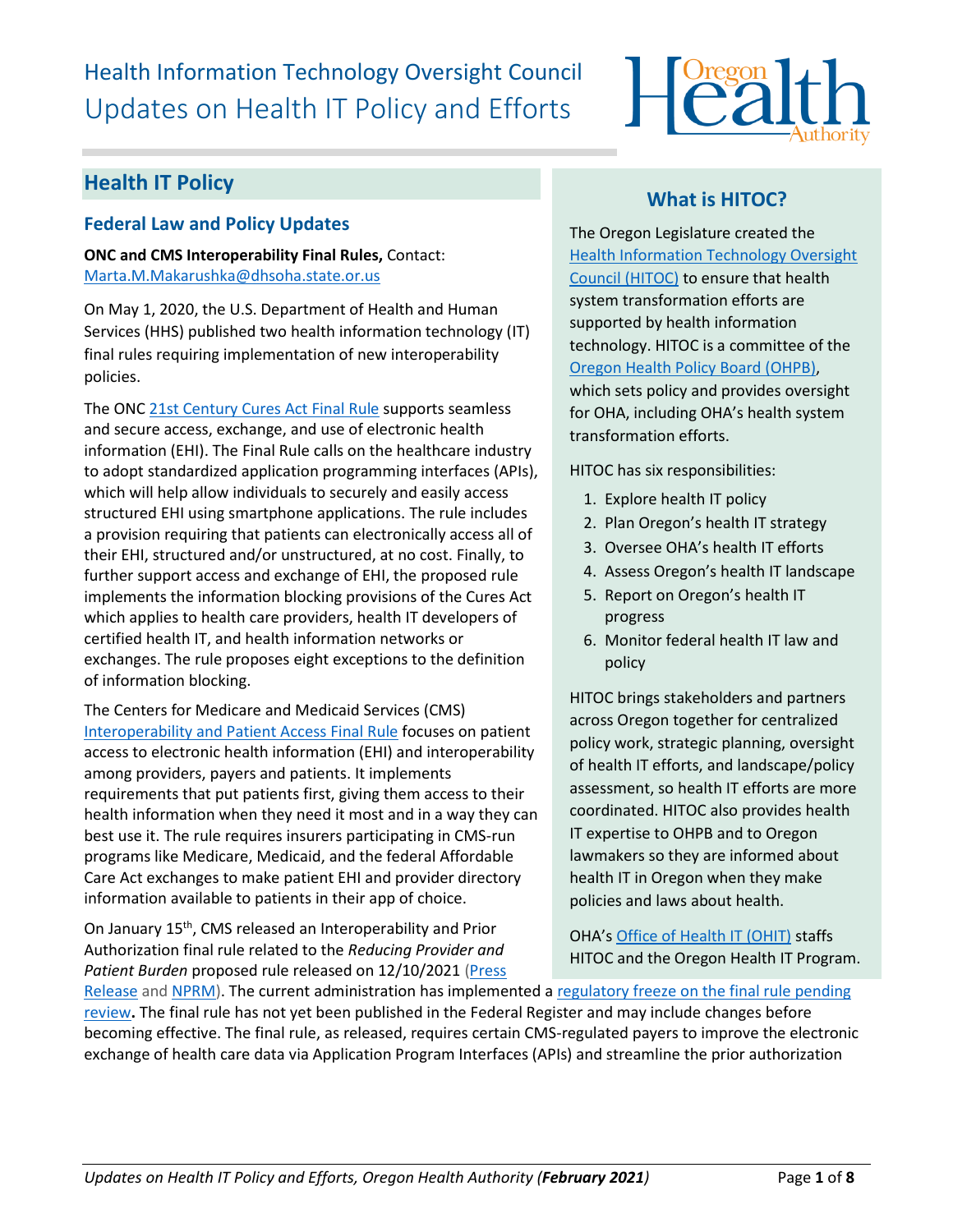# Health Information Technology Oversight Council
## Updates on Health IT Policy and Efforts

## Health IT Policy

### Federal Law and Policy Updates

**ONC and CMS Interoperability Final Rules,** Contact: Marta.M.Makarushka@dhsoha.state.or.us

On May 1, 2020, the U.S. Department of Health and Human Services (HHS) published two health information technology (IT) final rules requiring implementation of new interoperability policies.

The ONC 21st Century Cures Act Final Rule supports seamless and secure access, exchange, and use of electronic health information (EHI). The Final Rule calls on the healthcare industry to adopt standardized application programming interfaces (APIs), which will help allow individuals to securely and easily access structured EHI using smartphone applications. The rule includes a provision requiring that patients can electronically access all of their EHI, structured and/or unstructured, at no cost. Finally, to further support access and exchange of EHI, the proposed rule implements the information blocking provisions of the Cures Act which applies to health care providers, health IT developers of certified health IT, and health information networks or exchanges. The rule proposes eight exceptions to the definition of information blocking.

The Centers for Medicare and Medicaid Services (CMS) Interoperability and Patient Access Final Rule focuses on patient access to electronic health information (EHI) and interoperability among providers, payers and patients. It implements requirements that put patients first, giving them access to their health information when they need it most and in a way they can best use it. The rule requires insurers participating in CMS-run programs like Medicare, Medicaid, and the federal Affordable Care Act exchanges to make patient EHI and provider directory information available to patients in their app of choice.

On January 15th, CMS released an Interoperability and Prior Authorization final rule related to the *Reducing Provider and Patient Burden* proposed rule released on 12/10/2021 (Press Release and NPRM). The current administration has implemented a regulatory freeze on the final rule pending review**.** The final rule has not yet been published in the Federal Register and may include changes before becoming effective. The final rule, as released, requires certain CMS-regulated payers to improve the electronic exchange of health care data via Application Program Interfaces (APIs) and streamline the prior authorization

## What is HITOC?

The Oregon Legislature created the Health Information Technology Oversight Council (HITOC) to ensure that health system transformation efforts are supported by health information technology. HITOC is a committee of the Oregon Health Policy Board (OHPB), which sets policy and provides oversight for OHA, including OHA's health system transformation efforts.

HITOC has six responsibilities:

1. Explore health IT policy
2. Plan Oregon's health IT strategy
3. Oversee OHA's health IT efforts
4. Assess Oregon's health IT landscape
5. Report on Oregon's health IT progress
6. Monitor federal health IT law and policy

HITOC brings stakeholders and partners across Oregon together for centralized policy work, strategic planning, oversight of health IT efforts, and landscape/policy assessment, so health IT efforts are more coordinated. HITOC also provides health IT expertise to OHPB and to Oregon lawmakers so they are informed about health IT in Oregon when they make policies and laws about health.

OHA's Office of Health IT (OHIT) staffs HITOC and the Oregon Health IT Program.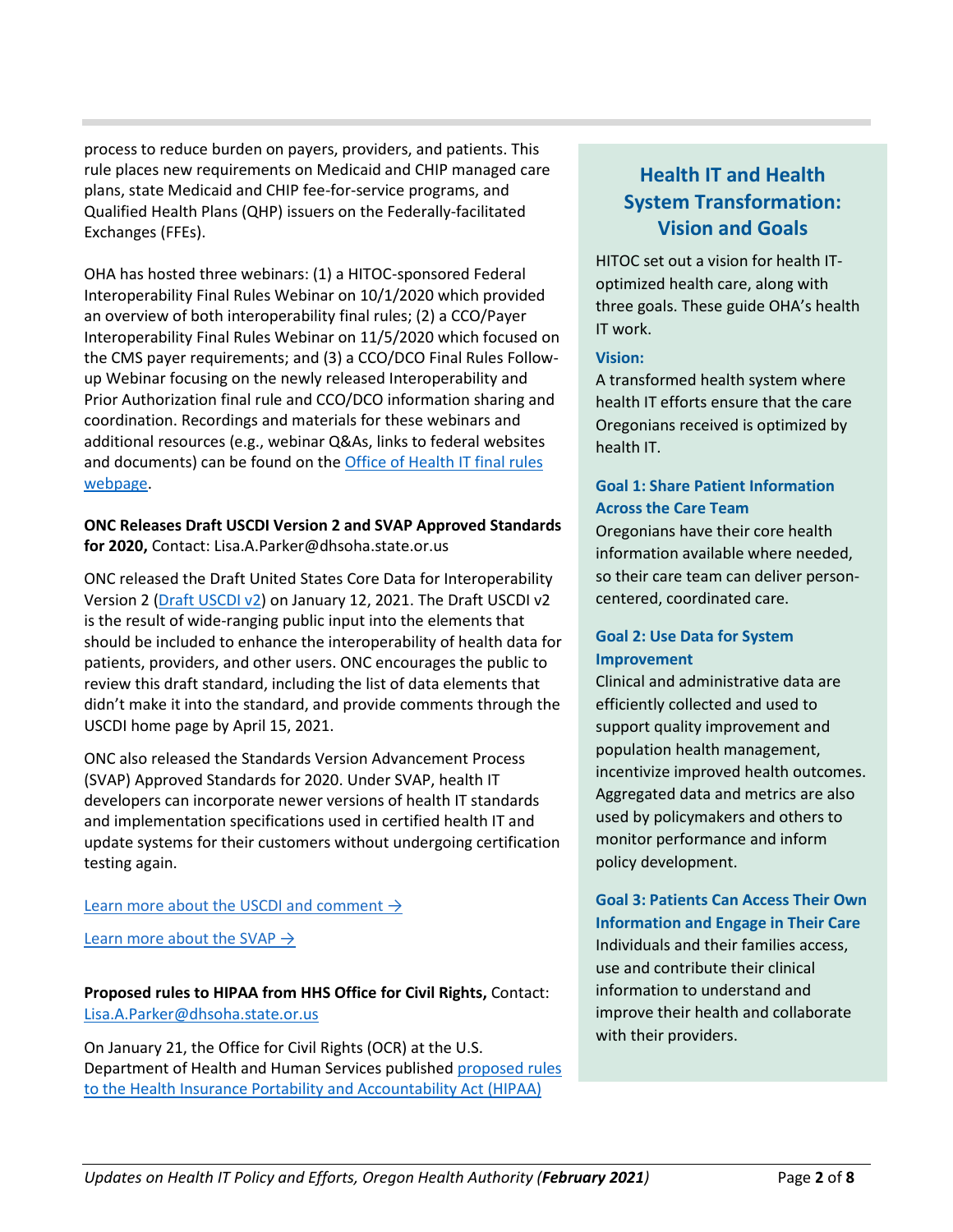process to reduce burden on payers, providers, and patients. This rule places new requirements on Medicaid and CHIP managed care plans, state Medicaid and CHIP fee-for-service programs, and Qualified Health Plans (QHP) issuers on the Federally-facilitated Exchanges (FFEs).

OHA has hosted three webinars: (1) a HITOC-sponsored Federal Interoperability Final Rules Webinar on 10/1/2020 which provided an overview of both interoperability final rules; (2) a CCO/Payer Interoperability Final Rules Webinar on 11/5/2020 which focused on the CMS payer requirements; and (3) a CCO/DCO Final Rules Follow-up Webinar focusing on the newly released Interoperability and Prior Authorization final rule and CCO/DCO information sharing and coordination. Recordings and materials for these webinars and additional resources (e.g., webinar Q&As, links to federal websites and documents) can be found on the [Office of Health IT final rules webpage](#).

**ONC Releases Draft USCDI Version 2 and SVAP Approved Standards for 2020,** Contact: Lisa.A.Parker@dhsoha.state.or.us

ONC released the Draft United States Core Data for Interoperability Version 2 ([Draft USCDI v2](#)) on January 12, 2021. The Draft USCDI v2 is the result of wide-ranging public input into the elements that should be included to enhance the interoperability of health data for patients, providers, and other users. ONC encourages the public to review this draft standard, including the list of data elements that didn't make it into the standard, and provide comments through the USCDI home page by April 15, 2021.

ONC also released the Standards Version Advancement Process (SVAP) Approved Standards for 2020. Under SVAP, health IT developers can incorporate newer versions of health IT standards and implementation specifications used in certified health IT and update systems for their customers without undergoing certification testing again.

[Learn more about the USCDI and comment →](#)

[Learn more about the SVAP →](#)

**Proposed rules to HIPAA from HHS Office for Civil Rights,** Contact: [Lisa.A.Parker@dhsoha.state.or.us](mailto:Lisa.A.Parker@dhsoha.state.or.us)

On January 21, the Office for Civil Rights (OCR) at the U.S. Department of Health and Human Services published [proposed rules to the Health Insurance Portability and Accountability Act (HIPAA)](#)

## Health IT and Health System Transformation: Vision and Goals

HITOC set out a vision for health IT-optimized health care, along with three goals. These guide OHA's health IT work.

### Vision:

A transformed health system where health IT efforts ensure that the care Oregonians received is optimized by health IT.

### Goal 1: Share Patient Information Across the Care Team

Oregonians have their core health information available where needed, so their care team can deliver person-centered, coordinated care.

### Goal 2: Use Data for System Improvement

Clinical and administrative data are efficiently collected and used to support quality improvement and population health management, incentivize improved health outcomes. Aggregated data and metrics are also used by policymakers and others to monitor performance and inform policy development.

### Goal 3: Patients Can Access Their Own Information and Engage in Their Care

Individuals and their families access, use and contribute their clinical information to understand and improve their health and collaborate with their providers.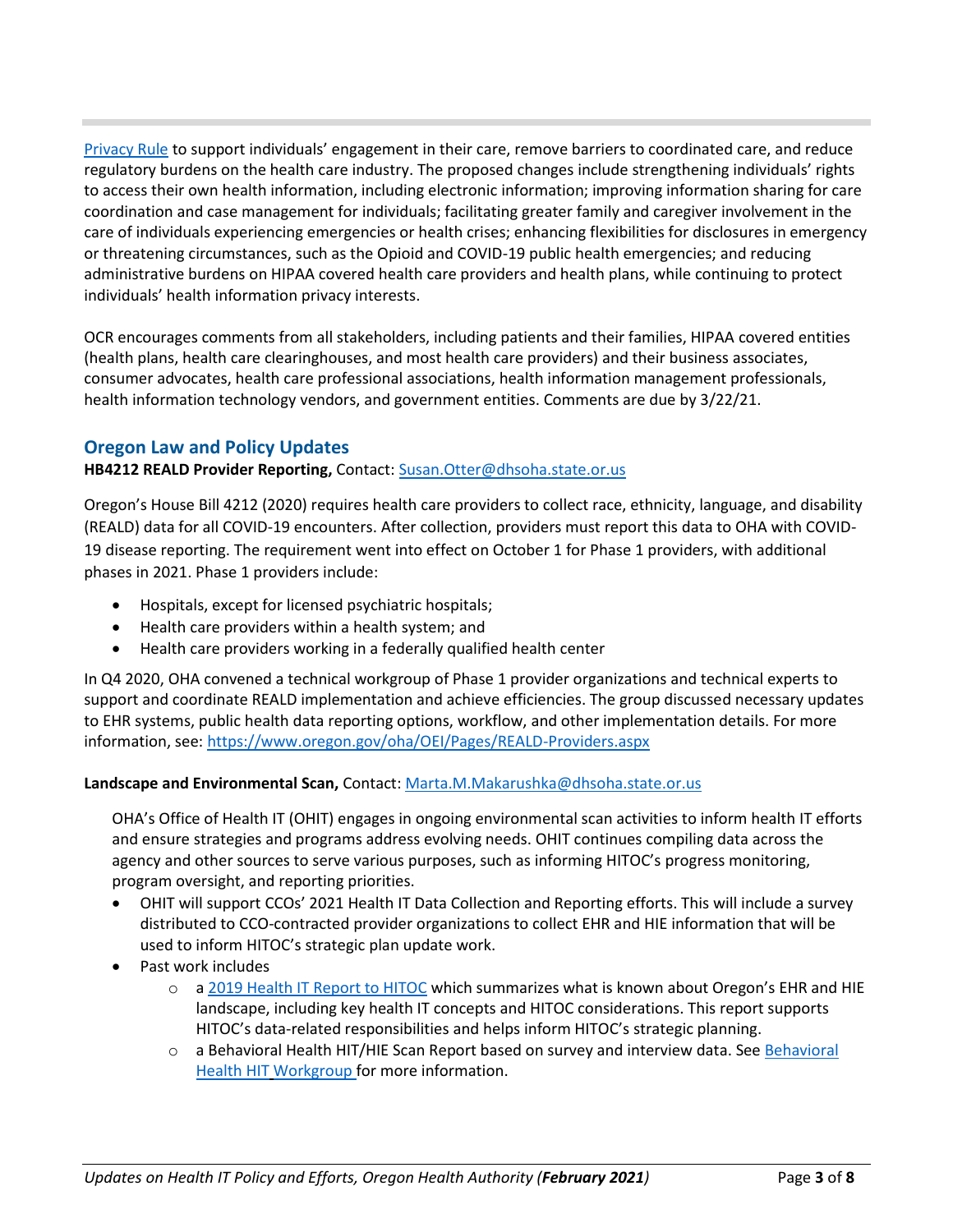[Privacy Rule](#) to support individuals' engagement in their care, remove barriers to coordinated care, and reduce regulatory burdens on the health care industry. The proposed changes include strengthening individuals' rights to access their own health information, including electronic information; improving information sharing for care coordination and case management for individuals; facilitating greater family and caregiver involvement in the care of individuals experiencing emergencies or health crises; enhancing flexibilities for disclosures in emergency or threatening circumstances, such as the Opioid and COVID-19 public health emergencies; and reducing administrative burdens on HIPAA covered health care providers and health plans, while continuing to protect individuals' health information privacy interests.

OCR encourages comments from all stakeholders, including patients and their families, HIPAA covered entities (health plans, health care clearinghouses, and most health care providers) and their business associates, consumer advocates, health care professional associations, health information management professionals, health information technology vendors, and government entities. Comments are due by 3/22/21.

## Oregon Law and Policy Updates

**HB4212 REALD Provider Reporting,** Contact: Susan.Otter@dhsoha.state.or.us

Oregon's House Bill 4212 (2020) requires health care providers to collect race, ethnicity, language, and disability (REALD) data for all COVID-19 encounters. After collection, providers must report this data to OHA with COVID-19 disease reporting. The requirement went into effect on October 1 for Phase 1 providers, with additional phases in 2021. Phase 1 providers include:

- Hospitals, except for licensed psychiatric hospitals;
- Health care providers within a health system; and
- Health care providers working in a federally qualified health center

In Q4 2020, OHA convened a technical workgroup of Phase 1 provider organizations and technical experts to support and coordinate REALD implementation and achieve efficiencies. The group discussed necessary updates to EHR systems, public health data reporting options, workflow, and other implementation details. For more information, see: https://www.oregon.gov/oha/OEI/Pages/REALD-Providers.aspx

**Landscape and Environmental Scan,** Contact: Marta.M.Makarushka@dhsoha.state.or.us

OHA's Office of Health IT (OHIT) engages in ongoing environmental scan activities to inform health IT efforts and ensure strategies and programs address evolving needs. OHIT continues compiling data across the agency and other sources to serve various purposes, such as informing HITOC's progress monitoring, program oversight, and reporting priorities.

- OHIT will support CCOs' 2021 Health IT Data Collection and Reporting efforts. This will include a survey distributed to CCO-contracted provider organizations to collect EHR and HIE information that will be used to inform HITOC's strategic plan update work.
- Past work includes
  - a [2019 Health IT Report to HITOC](#) which summarizes what is known about Oregon's EHR and HIE landscape, including key health IT concepts and HITOC considerations. This report supports HITOC's data-related responsibilities and helps inform HITOC's strategic planning.
  - a Behavioral Health HIT/HIE Scan Report based on survey and interview data. See [Behavioral Health HIT Workgroup](#) for more information.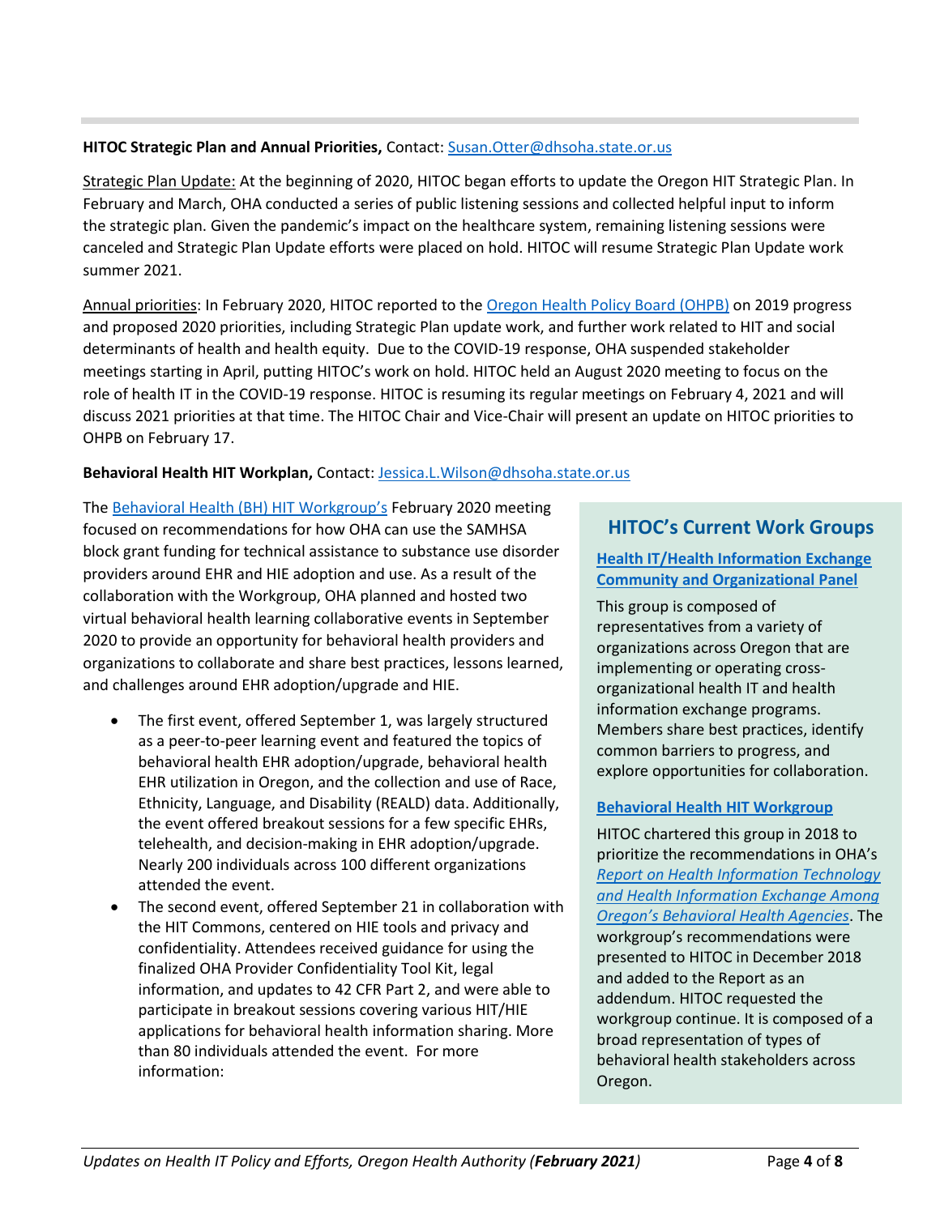**HITOC Strategic Plan and Annual Priorities,** Contact: Susan.Otter@dhsoha.state.or.us

Strategic Plan Update: At the beginning of 2020, HITOC began efforts to update the Oregon HIT Strategic Plan. In February and March, OHA conducted a series of public listening sessions and collected helpful input to inform the strategic plan. Given the pandemic's impact on the healthcare system, remaining listening sessions were canceled and Strategic Plan Update efforts were placed on hold. HITOC will resume Strategic Plan Update work summer 2021.

Annual priorities: In February 2020, HITOC reported to the Oregon Health Policy Board (OHPB) on 2019 progress and proposed 2020 priorities, including Strategic Plan update work, and further work related to HIT and social determinants of health and health equity. Due to the COVID-19 response, OHA suspended stakeholder meetings starting in April, putting HITOC's work on hold. HITOC held an August 2020 meeting to focus on the role of health IT in the COVID-19 response. HITOC is resuming its regular meetings on February 4, 2021 and will discuss 2021 priorities at that time. The HITOC Chair and Vice-Chair will present an update on HITOC priorities to OHPB on February 17.

**Behavioral Health HIT Workplan,** Contact: Jessica.L.Wilson@dhsoha.state.or.us

The Behavioral Health (BH) HIT Workgroup's February 2020 meeting focused on recommendations for how OHA can use the SAMHSA block grant funding for technical assistance to substance use disorder providers around EHR and HIE adoption and use. As a result of the collaboration with the Workgroup, OHA planned and hosted two virtual behavioral health learning collaborative events in September 2020 to provide an opportunity for behavioral health providers and organizations to collaborate and share best practices, lessons learned, and challenges around EHR adoption/upgrade and HIE.

- The first event, offered September 1, was largely structured as a peer-to-peer learning event and featured the topics of behavioral health EHR adoption/upgrade, behavioral health EHR utilization in Oregon, and the collection and use of Race, Ethnicity, Language, and Disability (REALD) data. Additionally, the event offered breakout sessions for a few specific EHRs, telehealth, and decision-making in EHR adoption/upgrade. Nearly 200 individuals across 100 different organizations attended the event.
- The second event, offered September 21 in collaboration with the HIT Commons, centered on HIE tools and privacy and confidentiality. Attendees received guidance for using the finalized OHA Provider Confidentiality Tool Kit, legal information, and updates to 42 CFR Part 2, and were able to participate in breakout sessions covering various HIT/HIE applications for behavioral health information sharing. More than 80 individuals attended the event. For more information:

## HITOC's Current Work Groups

**Health IT/Health Information Exchange Community and Organizational Panel**

This group is composed of representatives from a variety of organizations across Oregon that are implementing or operating cross-organizational health IT and health information exchange programs. Members share best practices, identify common barriers to progress, and explore opportunities for collaboration.

**Behavioral Health HIT Workgroup**

HITOC chartered this group in 2018 to prioritize the recommendations in OHA's *Report on Health Information Technology and Health Information Exchange Among Oregon's Behavioral Health Agencies*. The workgroup's recommendations were presented to HITOC in December 2018 and added to the Report as an addendum. HITOC requested the workgroup continue. It is composed of a broad representation of types of behavioral health stakeholders across Oregon.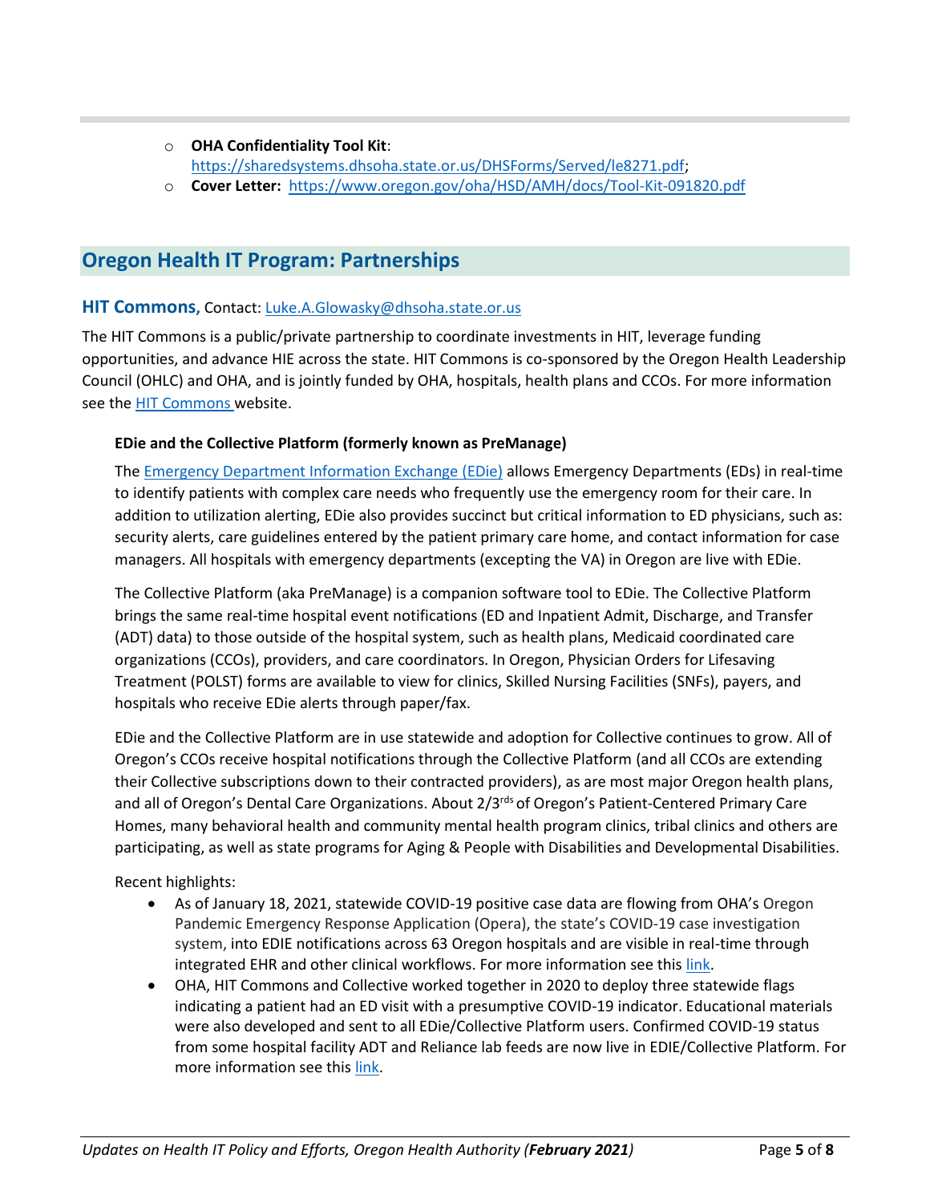- **OHA Confidentiality Tool Kit**: https://sharedsystems.dhsoha.state.or.us/DHSForms/Served/le8271.pdf;
- **Cover Letter:** https://www.oregon.gov/oha/HSD/AMH/docs/Tool-Kit-091820.pdf

## Oregon Health IT Program: Partnerships

### HIT Commons, Contact: Luke.A.Glowasky@dhsoha.state.or.us

The HIT Commons is a public/private partnership to coordinate investments in HIT, leverage funding opportunities, and advance HIE across the state. HIT Commons is co-sponsored by the Oregon Health Leadership Council (OHLC) and OHA, and is jointly funded by OHA, hospitals, health plans and CCOs. For more information see the HIT Commons website.

#### EDie and the Collective Platform (formerly known as PreManage)

The Emergency Department Information Exchange (EDie) allows Emergency Departments (EDs) in real-time to identify patients with complex care needs who frequently use the emergency room for their care. In addition to utilization alerting, EDie also provides succinct but critical information to ED physicians, such as: security alerts, care guidelines entered by the patient primary care home, and contact information for case managers. All hospitals with emergency departments (excepting the VA) in Oregon are live with EDie.

The Collective Platform (aka PreManage) is a companion software tool to EDie. The Collective Platform brings the same real-time hospital event notifications (ED and Inpatient Admit, Discharge, and Transfer (ADT) data) to those outside of the hospital system, such as health plans, Medicaid coordinated care organizations (CCOs), providers, and care coordinators. In Oregon, Physician Orders for Lifesaving Treatment (POLST) forms are available to view for clinics, Skilled Nursing Facilities (SNFs), payers, and hospitals who receive EDie alerts through paper/fax.

EDie and the Collective Platform are in use statewide and adoption for Collective continues to grow. All of Oregon's CCOs receive hospital notifications through the Collective Platform (and all CCOs are extending their Collective subscriptions down to their contracted providers), as are most major Oregon health plans, and all of Oregon's Dental Care Organizations. About 2/3rds of Oregon's Patient-Centered Primary Care Homes, many behavioral health and community mental health program clinics, tribal clinics and others are participating, as well as state programs for Aging & People with Disabilities and Developmental Disabilities.

Recent highlights:

- As of January 18, 2021, statewide COVID-19 positive case data are flowing from OHA's Oregon Pandemic Emergency Response Application (Opera), the state's COVID-19 case investigation system, into EDIE notifications across 63 Oregon hospitals and are visible in real-time through integrated EHR and other clinical workflows. For more information see this link.
- OHA, HIT Commons and Collective worked together in 2020 to deploy three statewide flags indicating a patient had an ED visit with a presumptive COVID-19 indicator. Educational materials were also developed and sent to all EDie/Collective Platform users. Confirmed COVID-19 status from some hospital facility ADT and Reliance lab feeds are now live in EDIE/Collective Platform. For more information see this link.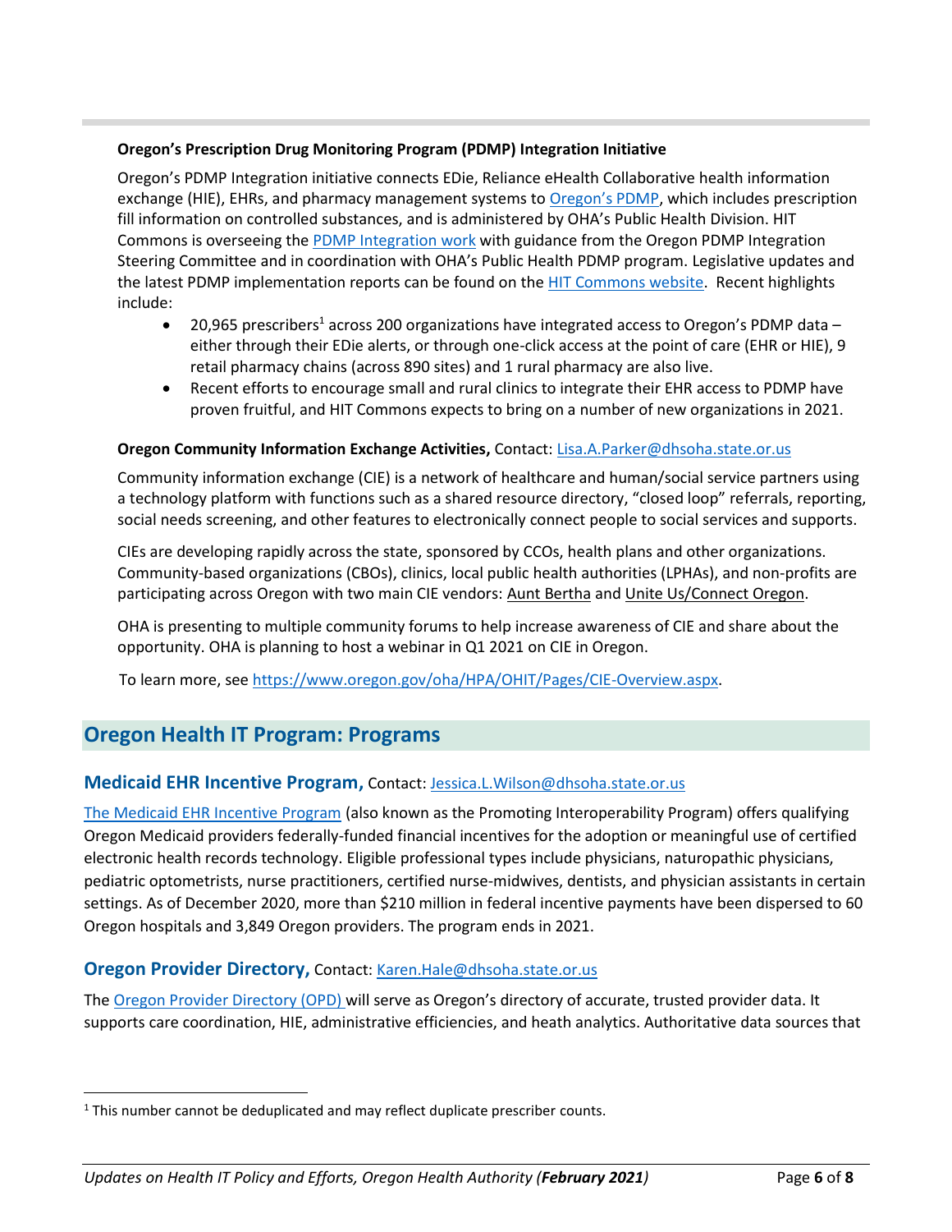**Oregon's Prescription Drug Monitoring Program (PDMP) Integration Initiative**

Oregon's PDMP Integration initiative connects EDie, Reliance eHealth Collaborative health information exchange (HIE), EHRs, and pharmacy management systems to Oregon's PDMP, which includes prescription fill information on controlled substances, and is administered by OHA's Public Health Division. HIT Commons is overseeing the PDMP Integration work with guidance from the Oregon PDMP Integration Steering Committee and in coordination with OHA's Public Health PDMP program. Legislative updates and the latest PDMP implementation reports can be found on the HIT Commons website. Recent highlights include:

- 20,965 prescribers[1] across 200 organizations have integrated access to Oregon's PDMP data – either through their EDie alerts, or through one-click access at the point of care (EHR or HIE), 9 retail pharmacy chains (across 890 sites) and 1 rural pharmacy are also live.
- Recent efforts to encourage small and rural clinics to integrate their EHR access to PDMP have proven fruitful, and HIT Commons expects to bring on a number of new organizations in 2021.

**Oregon Community Information Exchange Activities,** Contact: Lisa.A.Parker@dhsoha.state.or.us

Community information exchange (CIE) is a network of healthcare and human/social service partners using a technology platform with functions such as a shared resource directory, "closed loop" referrals, reporting, social needs screening, and other features to electronically connect people to social services and supports.

CIEs are developing rapidly across the state, sponsored by CCOs, health plans and other organizations. Community-based organizations (CBOs), clinics, local public health authorities (LPHAs), and non-profits are participating across Oregon with two main CIE vendors: Aunt Bertha and Unite Us/Connect Oregon.

OHA is presenting to multiple community forums to help increase awareness of CIE and share about the opportunity. OHA is planning to host a webinar in Q1 2021 on CIE in Oregon.

To learn more, see https://www.oregon.gov/oha/HPA/OHIT/Pages/CIE-Overview.aspx.

## Oregon Health IT Program: Programs

### Medicaid EHR Incentive Program, Contact: Jessica.L.Wilson@dhsoha.state.or.us

The Medicaid EHR Incentive Program (also known as the Promoting Interoperability Program) offers qualifying Oregon Medicaid providers federally-funded financial incentives for the adoption or meaningful use of certified electronic health records technology. Eligible professional types include physicians, naturopathic physicians, pediatric optometrists, nurse practitioners, certified nurse-midwives, dentists, and physician assistants in certain settings. As of December 2020, more than $210 million in federal incentive payments have been dispersed to 60 Oregon hospitals and 3,849 Oregon providers. The program ends in 2021.

### Oregon Provider Directory, Contact: Karen.Hale@dhsoha.state.or.us

The Oregon Provider Directory (OPD) will serve as Oregon's directory of accurate, trusted provider data. It supports care coordination, HIE, administrative efficiencies, and heath analytics. Authoritative data sources that

[1] This number cannot be deduplicated and may reflect duplicate prescriber counts.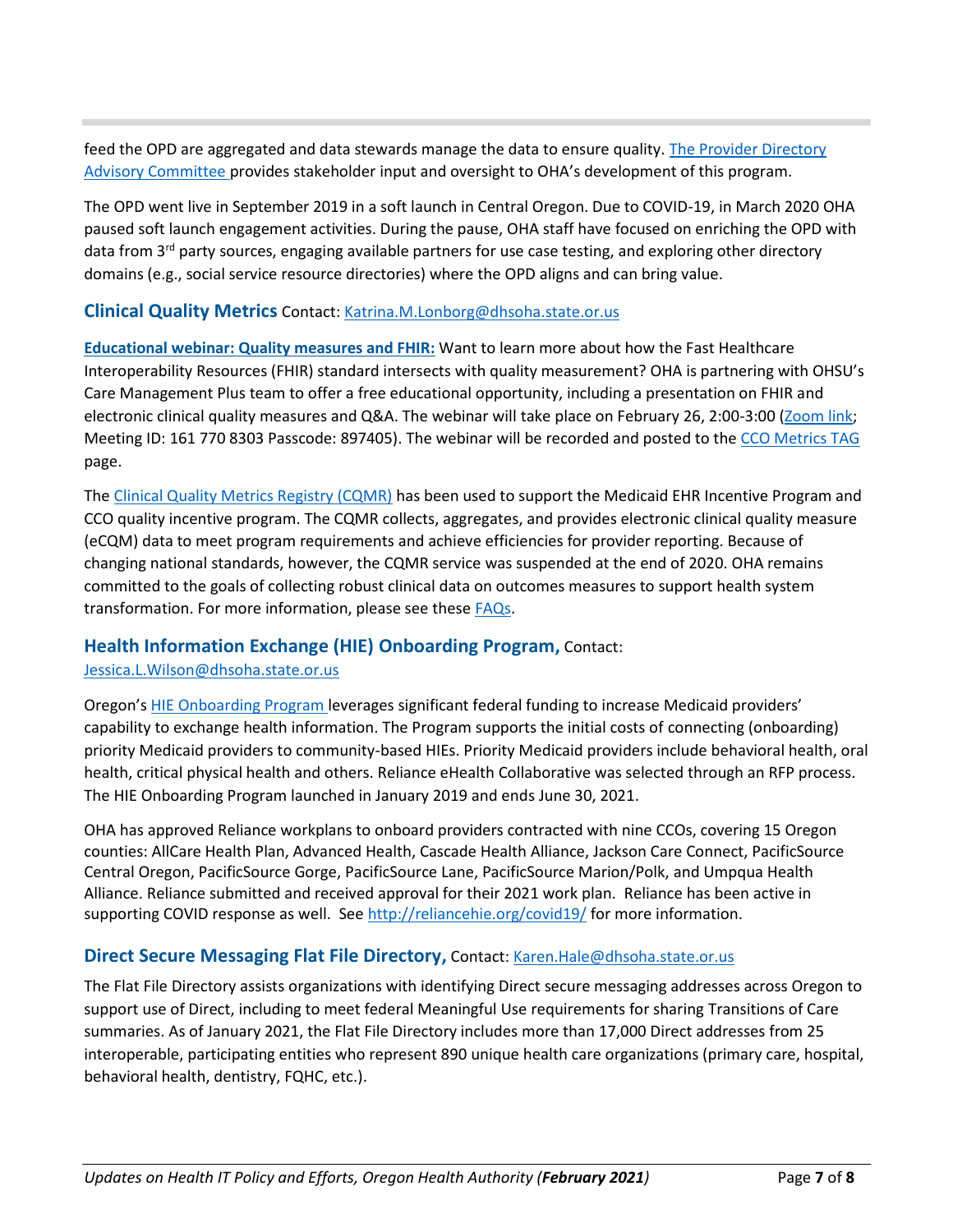feed the OPD are aggregated and data stewards manage the data to ensure quality. The Provider Directory Advisory Committee provides stakeholder input and oversight to OHA's development of this program.

The OPD went live in September 2019 in a soft launch in Central Oregon. Due to COVID-19, in March 2020 OHA paused soft launch engagement activities. During the pause, OHA staff have focused on enriching the OPD with data from 3rd party sources, engaging available partners for use case testing, and exploring other directory domains (e.g., social service resource directories) where the OPD aligns and can bring value.

## Clinical Quality Metrics Contact: Katrina.M.Lonborg@dhsoha.state.or.us

**Educational webinar: Quality measures and FHIR:** Want to learn more about how the Fast Healthcare Interoperability Resources (FHIR) standard intersects with quality measurement? OHA is partnering with OHSU's Care Management Plus team to offer a free educational opportunity, including a presentation on FHIR and electronic clinical quality measures and Q&A. The webinar will take place on February 26, 2:00-3:00 (Zoom link; Meeting ID: 161 770 8303 Passcode: 897405). The webinar will be recorded and posted to the CCO Metrics TAG page.

The Clinical Quality Metrics Registry (CQMR) has been used to support the Medicaid EHR Incentive Program and CCO quality incentive program. The CQMR collects, aggregates, and provides electronic clinical quality measure (eCQM) data to meet program requirements and achieve efficiencies for provider reporting. Because of changing national standards, however, the CQMR service was suspended at the end of 2020. OHA remains committed to the goals of collecting robust clinical data on outcomes measures to support health system transformation. For more information, please see these FAQs.

## Health Information Exchange (HIE) Onboarding Program, Contact: Jessica.L.Wilson@dhsoha.state.or.us

Oregon's HIE Onboarding Program leverages significant federal funding to increase Medicaid providers' capability to exchange health information. The Program supports the initial costs of connecting (onboarding) priority Medicaid providers to community-based HIEs. Priority Medicaid providers include behavioral health, oral health, critical physical health and others. Reliance eHealth Collaborative was selected through an RFP process. The HIE Onboarding Program launched in January 2019 and ends June 30, 2021.

OHA has approved Reliance workplans to onboard providers contracted with nine CCOs, covering 15 Oregon counties: AllCare Health Plan, Advanced Health, Cascade Health Alliance, Jackson Care Connect, PacificSource Central Oregon, PacificSource Gorge, PacificSource Lane, PacificSource Marion/Polk, and Umpqua Health Alliance. Reliance submitted and received approval for their 2021 work plan. Reliance has been active in supporting COVID response as well. See http://reliancehie.org/covid19/ for more information.

## Direct Secure Messaging Flat File Directory, Contact: Karen.Hale@dhsoha.state.or.us

The Flat File Directory assists organizations with identifying Direct secure messaging addresses across Oregon to support use of Direct, including to meet federal Meaningful Use requirements for sharing Transitions of Care summaries. As of January 2021, the Flat File Directory includes more than 17,000 Direct addresses from 25 interoperable, participating entities who represent 890 unique health care organizations (primary care, hospital, behavioral health, dentistry, FQHC, etc.).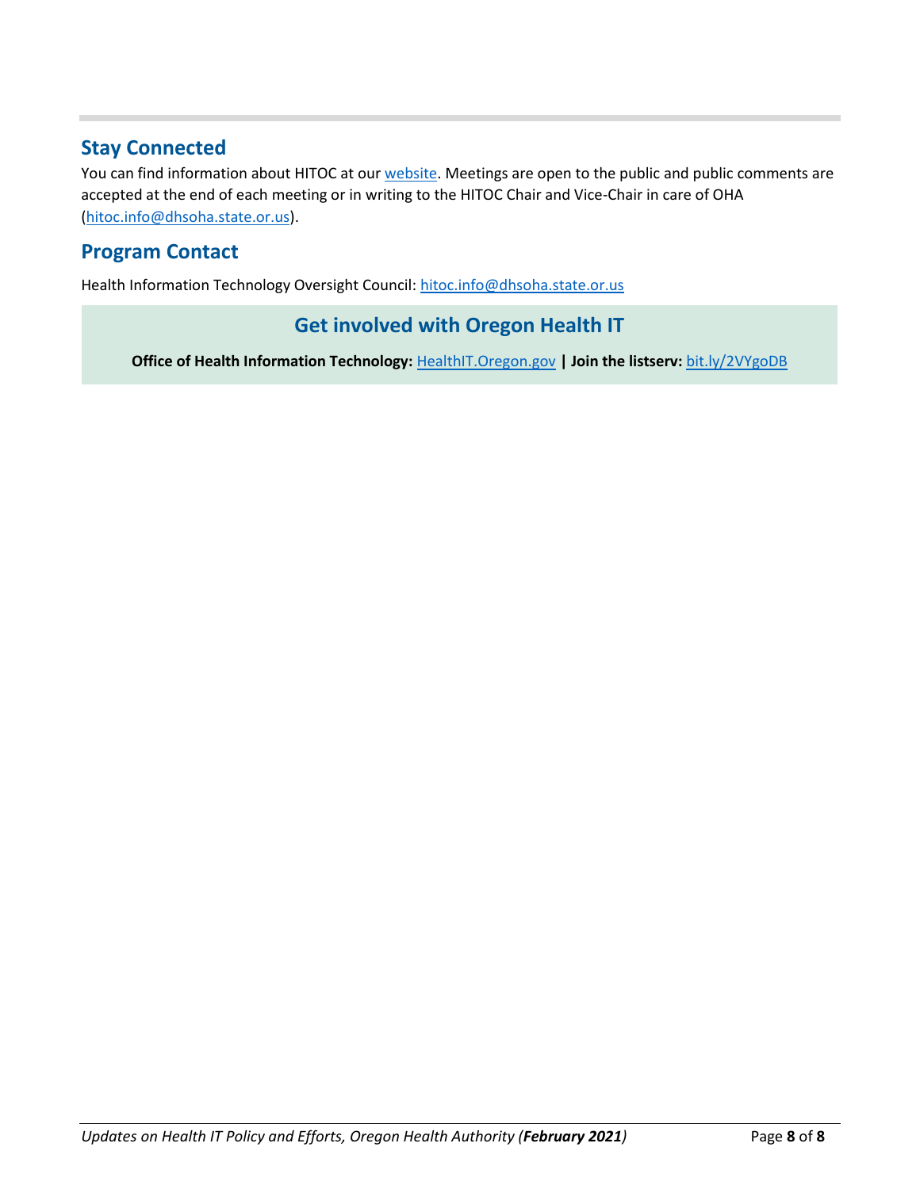## Stay Connected

You can find information about HITOC at our website. Meetings are open to the public and public comments are accepted at the end of each meeting or in writing to the HITOC Chair and Vice-Chair in care of OHA (hitoc.info@dhsoha.state.or.us).

## Program Contact

Health Information Technology Oversight Council: hitoc.info@dhsoha.state.or.us

## Get involved with Oregon Health IT

**Office of Health Information Technology:** HealthIT.Oregon.gov **| Join the listserv:** bit.ly/2VYgoDB